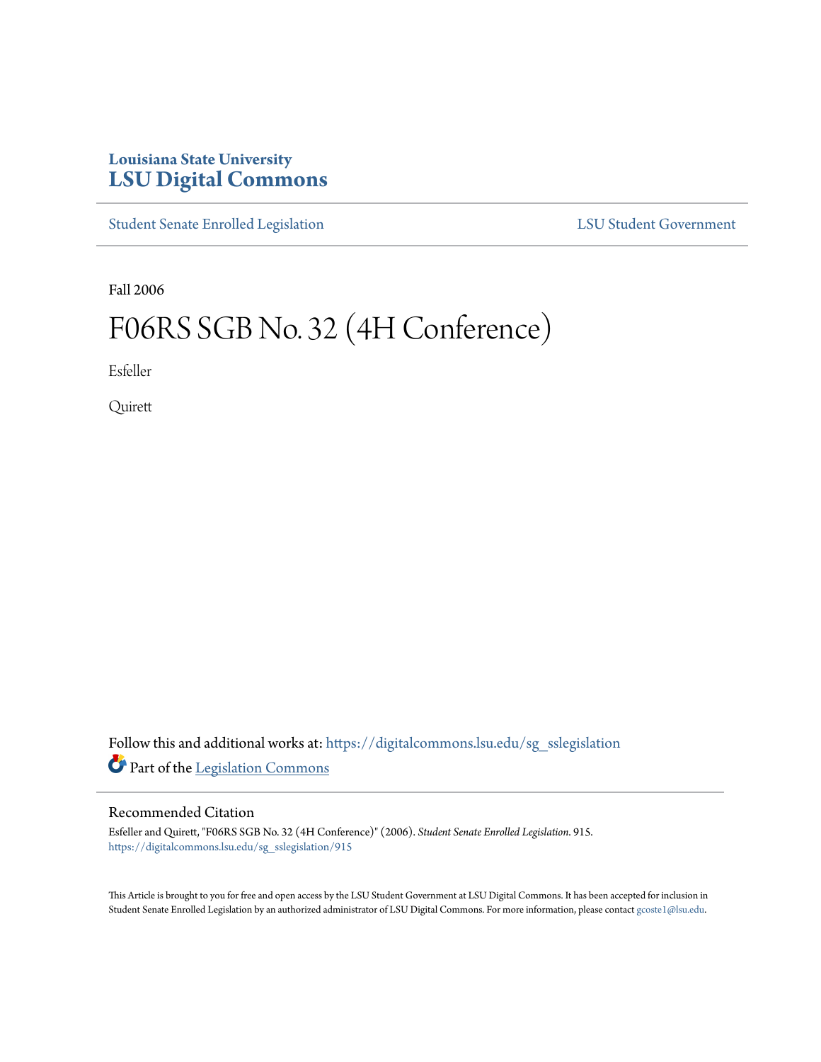Louisiana State University

# LSU Digital Commons

Student Senate Enrolled Legislation | LSU Student Government

Fall 2006

# F06RS SGB No. 32 (4H Conference)

Esfeller

Quirett

Follow this and additional works at: https://digitalcommons.lsu.edu/sg_sslegislation

Part of the Legislation Commons

## Recommended Citation

Esfeller and Quirett, "F06RS SGB No. 32 (4H Conference)" (2006). *Student Senate Enrolled Legislation*. 915.
https://digitalcommons.lsu.edu/sg_sslegislation/915

This Article is brought to you for free and open access by the LSU Student Government at LSU Digital Commons. It has been accepted for inclusion in Student Senate Enrolled Legislation by an authorized administrator of LSU Digital Commons. For more information, please contact gcoste1@lsu.edu.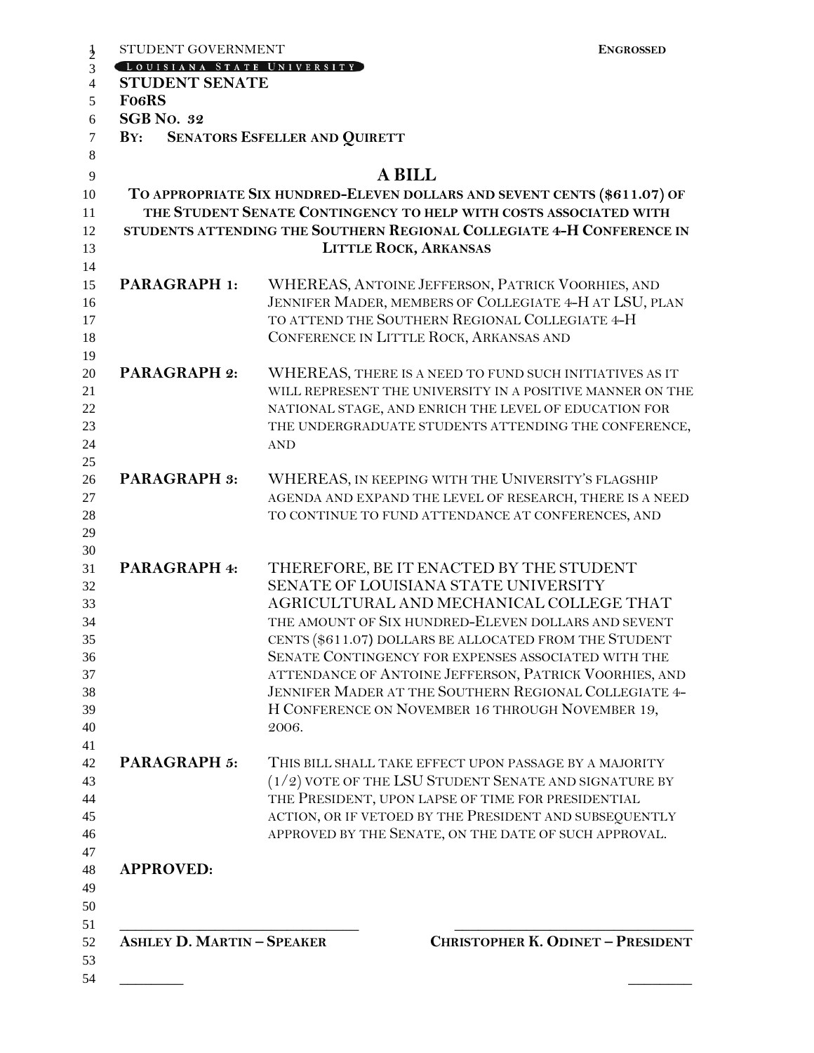STUDENT GOVERNMENT

LOUISIANA STATE UNIVERSITY

**ENGROSSED**

**STUDENT SENATE**

**F06RS**

**SGB NO. 32**

**BY: SENATORS ESFELLER AND QUIRETT**

# A BILL

**TO APPROPRIATE SIX HUNDRED-ELEVEN DOLLARS AND SEVENT CENTS ($611.07) OF THE STUDENT SENATE CONTINGENCY TO HELP WITH COSTS ASSOCIATED WITH STUDENTS ATTENDING THE SOUTHERN REGIONAL COLLEGIATE 4-H CONFERENCE IN LITTLE ROCK, ARKANSAS**

**PARAGRAPH 1:** WHEREAS, ANTOINE JEFFERSON, PATRICK VOORHIES, AND JENNIFER MADER, MEMBERS OF COLLEGIATE 4-H AT LSU, PLAN TO ATTEND THE SOUTHERN REGIONAL COLLEGIATE 4-H CONFERENCE IN LITTLE ROCK, ARKANSAS AND

**PARAGRAPH 2:** WHEREAS, THERE IS A NEED TO FUND SUCH INITIATIVES AS IT WILL REPRESENT THE UNIVERSITY IN A POSITIVE MANNER ON THE NATIONAL STAGE, AND ENRICH THE LEVEL OF EDUCATION FOR THE UNDERGRADUATE STUDENTS ATTENDING THE CONFERENCE, AND

**PARAGRAPH 3:** WHEREAS, IN KEEPING WITH THE UNIVERSITY'S FLAGSHIP AGENDA AND EXPAND THE LEVEL OF RESEARCH, THERE IS A NEED TO CONTINUE TO FUND ATTENDANCE AT CONFERENCES, AND

**PARAGRAPH 4:** THEREFORE, BE IT ENACTED BY THE STUDENT SENATE OF LOUISIANA STATE UNIVERSITY AGRICULTURAL AND MECHANICAL COLLEGE THAT THE AMOUNT OF SIX HUNDRED-ELEVEN DOLLARS AND SEVENT CENTS ($611.07) DOLLARS BE ALLOCATED FROM THE STUDENT SENATE CONTINGENCY FOR EXPENSES ASSOCIATED WITH THE ATTENDANCE OF ANTOINE JEFFERSON, PATRICK VOORHIES, AND JENNIFER MADER AT THE SOUTHERN REGIONAL COLLEGIATE 4-H CONFERENCE ON NOVEMBER 16 THROUGH NOVEMBER 19, 2006.

**PARAGRAPH 5:** THIS BILL SHALL TAKE EFFECT UPON PASSAGE BY A MAJORITY (1/2) VOTE OF THE LSU STUDENT SENATE AND SIGNATURE BY THE PRESIDENT, UPON LAPSE OF TIME FOR PRESIDENTIAL ACTION, OR IF VETOED BY THE PRESIDENT AND SUBSEQUENTLY APPROVED BY THE SENATE, ON THE DATE OF SUCH APPROVAL.

**APPROVED:**

_______________________________ _______________________________

**ASHLEY D. MARTIN – SPEAKER** **CHRISTOPHER K. ODINET – PRESIDENT**

________ ________